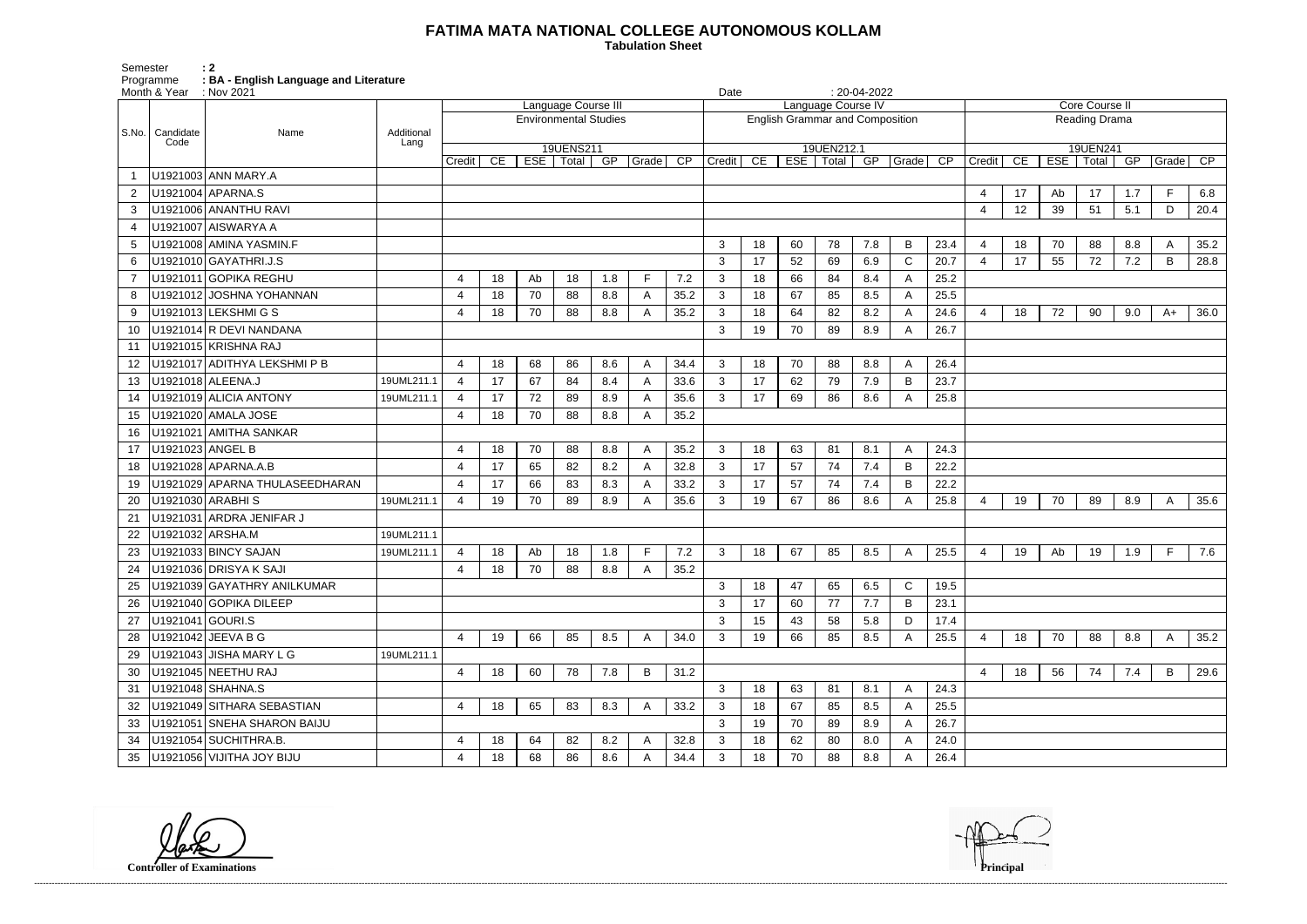# FATIMA MATA NATIONAL COLLEGE AUTONOMOUS KOLLAM

**Tabulation Sheet**

Semester : 2
Programme : BA - English Language and Literature
Month & Year : Nov 2021 Date : 20-04-2022

| S.No. | Candidate Code | Name | Additional Lang | Language Course III | | | | | | | Language Course IV | | | | | | | Core Course II | | | | | | |
|---|---|---|---|---|---|---|---|---|---|---|---|---|---|---|---|---|---|---|---|---|---|---|---|---|
| | | | | Environmental Studies | | | | | | | English Grammar and Composition | | | | | | | Reading Drama | | | | | | |
| | | | | 19UENS211 | | | | | | | 19UEN212.1 | | | | | | | 19UEN241 | | | | | | |
| | | | | Credit | CE | ESE | Total | GP | Grade | CP | Credit | CE | ESE | Total | GP | Grade | CP | Credit | CE | ESE | Total | GP | Grade | CP |
| 1 | U1921003 | ANN MARY.A | | | | | | | | | | | | | | | | | | | | | | |
| 2 | U1921004 | APARNA.S | | | | | | | | | | | | | | | | 4 | 17 | Ab | 17 | 1.7 | F | 6.8 |
| 3 | U1921006 | ANANTHU RAVI | | | | | | | | | | | | | | | | 4 | 12 | 39 | 51 | 5.1 | D | 20.4 |
| 4 | U1921007 | AISWARYA A | | | | | | | | | | | | | | | | | | | | | | |
| 5 | U1921008 | AMINA YASMIN.F | | | | | | | | | 3 | 18 | 60 | 78 | 7.8 | B | 23.4 | 4 | 18 | 70 | 88 | 8.8 | A | 35.2 |
| 6 | U1921010 | GAYATHRI.J.S | | | | | | | | | 3 | 17 | 52 | 69 | 6.9 | C | 20.7 | 4 | 17 | 55 | 72 | 7.2 | B | 28.8 |
| 7 | U1921011 | GOPIKA REGHU | | 4 | 18 | Ab | 18 | 1.8 | F | 7.2 | 3 | 18 | 66 | 84 | 8.4 | A | 25.2 | | | | | | | |
| 8 | U1921012 | JOSHNA YOHANNAN | | 4 | 18 | 70 | 88 | 8.8 | A | 35.2 | 3 | 18 | 67 | 85 | 8.5 | A | 25.5 | | | | | | | |
| 9 | U1921013 | LEKSHMI G S | | 4 | 18 | 70 | 88 | 8.8 | A | 35.2 | 3 | 18 | 64 | 82 | 8.2 | A | 24.6 | 4 | 18 | 72 | 90 | 9.0 | A+ | 36.0 |
| 10 | U1921014 | R DEVI NANDANA | | | | | | | | | 3 | 19 | 70 | 89 | 8.9 | A | 26.7 | | | | | | | |
| 11 | U1921015 | KRISHNA RAJ | | | | | | | | | | | | | | | | | | | | | | |
| 12 | U1921017 | ADITHYA LEKSHMI P B | | 4 | 18 | 68 | 86 | 8.6 | A | 34.4 | 3 | 18 | 70 | 88 | 8.8 | A | 26.4 | | | | | | | |
| 13 | U1921018 | ALEENA.J | 19UML211.1 | 4 | 17 | 67 | 84 | 8.4 | A | 33.6 | 3 | 17 | 62 | 79 | 7.9 | B | 23.7 | | | | | | | |
| 14 | U1921019 | ALICIA ANTONY | 19UML211.1 | 4 | 17 | 72 | 89 | 8.9 | A | 35.6 | 3 | 17 | 69 | 86 | 8.6 | A | 25.8 | | | | | | | |
| 15 | U1921020 | AMALA JOSE | | 4 | 18 | 70 | 88 | 8.8 | A | 35.2 | | | | | | | | | | | | | | |
| 16 | U1921021 | AMITHA SANKAR | | | | | | | | | | | | | | | | | | | | | | |
| 17 | U1921023 | ANGEL B | | 4 | 18 | 70 | 88 | 8.8 | A | 35.2 | 3 | 18 | 63 | 81 | 8.1 | A | 24.3 | | | | | | | |
| 18 | U1921028 | APARNA.A.B | | 4 | 17 | 65 | 82 | 8.2 | A | 32.8 | 3 | 17 | 57 | 74 | 7.4 | B | 22.2 | | | | | | | |
| 19 | U1921029 | APARNA THULASEEDHARAN | | 4 | 17 | 66 | 83 | 8.3 | A | 33.2 | 3 | 17 | 57 | 74 | 7.4 | B | 22.2 | | | | | | | |
| 20 | U1921030 | ARABHI S | 19UML211.1 | 4 | 19 | 70 | 89 | 8.9 | A | 35.6 | 3 | 19 | 67 | 86 | 8.6 | A | 25.8 | 4 | 19 | 70 | 89 | 8.9 | A | 35.6 |
| 21 | U1921031 | ARDRA JENIFAR J | | | | | | | | | | | | | | | | | | | | | | |
| 22 | U1921032 | ARSHA.M | 19UML211.1 | | | | | | | | | | | | | | | | | | | | | |
| 23 | U1921033 | BINCY SAJAN | 19UML211.1 | 4 | 18 | Ab | 18 | 1.8 | F | 7.2 | 3 | 18 | 67 | 85 | 8.5 | A | 25.5 | 4 | 19 | Ab | 19 | 1.9 | F | 7.6 |
| 24 | U1921036 | DRISYA K SAJI | | 4 | 18 | 70 | 88 | 8.8 | A | 35.2 | | | | | | | | | | | | | | |
| 25 | U1921039 | GAYATHRY ANILKUMAR | | | | | | | | | 3 | 18 | 47 | 65 | 6.5 | C | 19.5 | | | | | | | |
| 26 | U1921040 | GOPIKA DILEEP | | | | | | | | | 3 | 17 | 60 | 77 | 7.7 | B | 23.1 | | | | | | | |
| 27 | U1921041 | GOURI.S | | | | | | | | | 3 | 15 | 43 | 58 | 5.8 | D | 17.4 | | | | | | | |
| 28 | U1921042 | JEEVA B G | | 4 | 19 | 66 | 85 | 8.5 | A | 34.0 | 3 | 19 | 66 | 85 | 8.5 | A | 25.5 | 4 | 18 | 70 | 88 | 8.8 | A | 35.2 |
| 29 | U1921043 | JISHA MARY L G | 19UML211.1 | | | | | | | | | | | | | | | | | | | | | |
| 30 | U1921045 | NEETHU RAJ | | 4 | 18 | 60 | 78 | 7.8 | B | 31.2 | | | | | | | | 4 | 18 | 56 | 74 | 7.4 | B | 29.6 |
| 31 | U1921048 | SHAHNA.S | | | | | | | | | 3 | 18 | 63 | 81 | 8.1 | A | 24.3 | | | | | | | |
| 32 | U1921049 | SITHARA SEBASTIAN | | 4 | 18 | 65 | 83 | 8.3 | A | 33.2 | 3 | 18 | 67 | 85 | 8.5 | A | 25.5 | | | | | | | |
| 33 | U1921051 | SNEHA SHARON BAIJU | | | | | | | | | 3 | 19 | 70 | 89 | 8.9 | A | 26.7 | | | | | | | |
| 34 | U1921054 | SUCHITHRA.B. | | 4 | 18 | 64 | 82 | 8.2 | A | 32.8 | 3 | 18 | 62 | 80 | 8.0 | A | 24.0 | | | | | | | |
| 35 | U1921056 | VIJITHA JOY BIJU | | 4 | 18 | 68 | 86 | 8.6 | A | 34.4 | 3 | 18 | 70 | 88 | 8.8 | A | 26.4 | | | | | | | |

**Controller of Examinations** **Principal**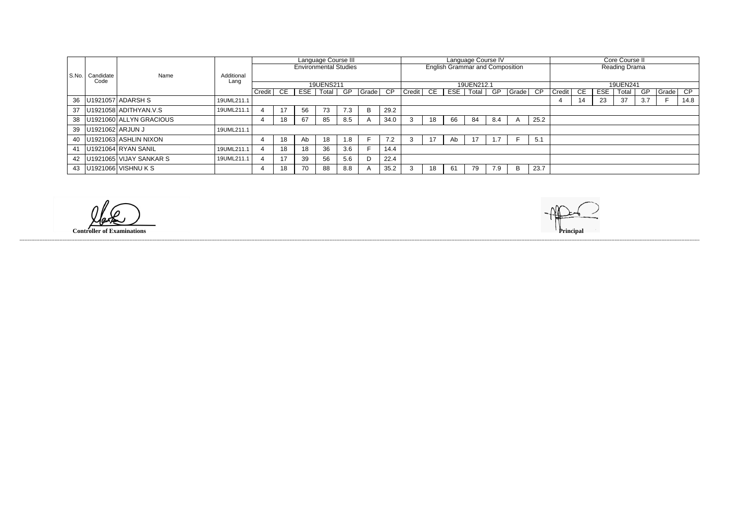| S.No. | Candidate Code | Name | Additional Lang | Language Course III | | | | | | | Language Course IV | | | | | | | Core Course II | | | | | | |
|---|---|---|---|---|---|---|---|---|---|---|---|---|---|---|---|---|---|---|---|---|---|---|---|---|
| | | | | Environmental Studies | | | | | | | English Grammar and Composition | | | | | | | Reading Drama | | | | | | |
| | | | | 19UENS211 | | | | | | | 19UEN212.1 | | | | | | | 19UEN241 | | | | | | |
| | | | | Credit | CE | ESE | Total | GP | Grade | CP | Credit | CE | ESE | Total | GP | Grade | CP | Credit | CE | ESE | Total | GP | Grade | CP |
| 36 | U1921057 | ADARSH S | 19UML211.1 | | | | | | | | | | | | | | | 4 | 14 | 23 | 37 | 3.7 | F | 14.8 |
| 37 | U1921058 | ADITHYAN.V.S | 19UML211.1 | 4 | 17 | 56 | 73 | 7.3 | B | 29.2 | | | | | | | | | | | | | | |
| 38 | U1921060 | ALLYN GRACIOUS | | 4 | 18 | 67 | 85 | 8.5 | A | 34.0 | 3 | 18 | 66 | 84 | 8.4 | A | 25.2 | | | | | | | |
| 39 | U1921062 | ARJUN J | 19UML211.1 | | | | | | | | | | | | | | | | | | | | | |
| 40 | U1921063 | ASHLIN NIXON | | 4 | 18 | Ab | 18 | 1.8 | F | 7.2 | 3 | 17 | Ab | 17 | 1.7 | F | 5.1 | | | | | | | |
| 41 | U1921064 | RYAN SANIL | 19UML211.1 | 4 | 18 | 18 | 36 | 3.6 | F | 14.4 | | | | | | | | | | | | | | |
| 42 | U1921065 | VIJAY SANKAR S | 19UML211.1 | 4 | 17 | 39 | 56 | 5.6 | D | 22.4 | | | | | | | | | | | | | | |
| 43 | U1921066 | VISHNU K S | | 4 | 18 | 70 | 88 | 8.8 | A | 35.2 | 3 | 18 | 61 | 79 | 7.9 | B | 23.7 | | | | | | | |

**Controller of Examinations**

**Principal**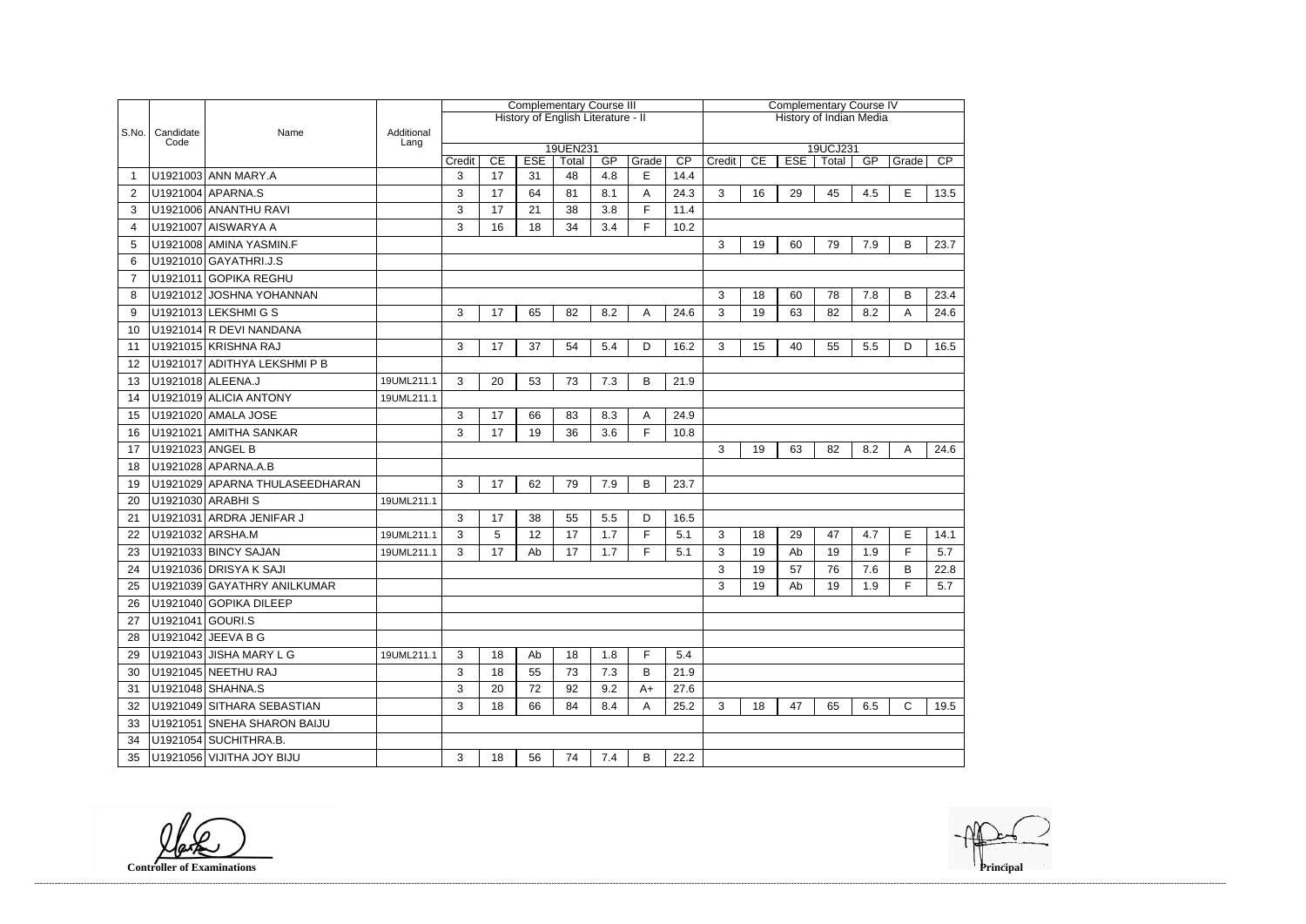| S.No. | Candidate Code | Name | Additional Lang | Complementary Course III | | | | | | | Complementary Course IV | | | | | | |
|---|---|---|---|---|---|---|---|---|---|---|---|---|---|---|---|---|---|
| | | | | History of English Literature - II | | | | | | | History of Indian Media | | | | | | |
| | | | | 19UEN231 | | | | | | | 19UCJ231 | | | | | | |
| | | | | Credit | CE | ESE | Total | GP | Grade | CP | Credit | CE | ESE | Total | GP | Grade | CP |
| 1 | U1921003 | ANN MARY.A | | 3 | 17 | 31 | 48 | 4.8 | E | 14.4 | | | | | | | |
| 2 | U1921004 | APARNA.S | | 3 | 17 | 64 | 81 | 8.1 | A | 24.3 | 3 | 16 | 29 | 45 | 4.5 | E | 13.5 |
| 3 | U1921006 | ANANTHU RAVI | | 3 | 17 | 21 | 38 | 3.8 | F | 11.4 | | | | | | | |
| 4 | U1921007 | AISWARYA A | | 3 | 16 | 18 | 34 | 3.4 | F | 10.2 | | | | | | | |
| 5 | U1921008 | AMINA YASMIN.F | | | | | | | | | 3 | 19 | 60 | 79 | 7.9 | B | 23.7 |
| 6 | U1921010 | GAYATHRI.J.S | | | | | | | | | | | | | | | |
| 7 | U1921011 | GOPIKA REGHU | | | | | | | | | | | | | | | |
| 8 | U1921012 | JOSHNA YOHANNAN | | | | | | | | | 3 | 18 | 60 | 78 | 7.8 | B | 23.4 |
| 9 | U1921013 | LEKSHMI G S | | 3 | 17 | 65 | 82 | 8.2 | A | 24.6 | 3 | 19 | 63 | 82 | 8.2 | A | 24.6 |
| 10 | U1921014 | R DEVI NANDANA | | | | | | | | | | | | | | | |
| 11 | U1921015 | KRISHNA RAJ | | 3 | 17 | 37 | 54 | 5.4 | D | 16.2 | 3 | 15 | 40 | 55 | 5.5 | D | 16.5 |
| 12 | U1921017 | ADITHYA LEKSHMI P B | | | | | | | | | | | | | | | |
| 13 | U1921018 | ALEENA.J | 19UML211.1 | 3 | 20 | 53 | 73 | 7.3 | B | 21.9 | | | | | | | |
| 14 | U1921019 | ALICIA ANTONY | 19UML211.1 | | | | | | | | | | | | | | |
| 15 | U1921020 | AMALA JOSE | | 3 | 17 | 66 | 83 | 8.3 | A | 24.9 | | | | | | | |
| 16 | U1921021 | AMITHA SANKAR | | 3 | 17 | 19 | 36 | 3.6 | F | 10.8 | | | | | | | |
| 17 | U1921023 | ANGEL B | | | | | | | | | 3 | 19 | 63 | 82 | 8.2 | A | 24.6 |
| 18 | U1921028 | APARNA.A.B | | | | | | | | | | | | | | | |
| 19 | U1921029 | APARNA THULASEEDHARAN | | 3 | 17 | 62 | 79 | 7.9 | B | 23.7 | | | | | | | |
| 20 | U1921030 | ARABHI S | 19UML211.1 | | | | | | | | | | | | | | |
| 21 | U1921031 | ARDRA JENIFAR J | | 3 | 17 | 38 | 55 | 5.5 | D | 16.5 | | | | | | | |
| 22 | U1921032 | ARSHA.M | 19UML211.1 | 3 | 5 | 12 | 17 | 1.7 | F | 5.1 | 3 | 18 | 29 | 47 | 4.7 | E | 14.1 |
| 23 | U1921033 | BINCY SAJAN | 19UML211.1 | 3 | 17 | Ab | 17 | 1.7 | F | 5.1 | 3 | 19 | Ab | 19 | 1.9 | F | 5.7 |
| 24 | U1921036 | DRISYA K SAJI | | | | | | | | | 3 | 19 | 57 | 76 | 7.6 | B | 22.8 |
| 25 | U1921039 | GAYATHRY ANILKUMAR | | | | | | | | | 3 | 19 | Ab | 19 | 1.9 | F | 5.7 |
| 26 | U1921040 | GOPIKA DILEEP | | | | | | | | | | | | | | | |
| 27 | U1921041 | GOURI.S | | | | | | | | | | | | | | | |
| 28 | U1921042 | JEEVA B G | | | | | | | | | | | | | | | |
| 29 | U1921043 | JISHA MARY L G | 19UML211.1 | 3 | 18 | Ab | 18 | 1.8 | F | 5.4 | | | | | | | |
| 30 | U1921045 | NEETHU RAJ | | 3 | 18 | 55 | 73 | 7.3 | B | 21.9 | | | | | | | |
| 31 | U1921048 | SHAHNA.S | | 3 | 20 | 72 | 92 | 9.2 | A+ | 27.6 | | | | | | | |
| 32 | U1921049 | SITHARA SEBASTIAN | | 3 | 18 | 66 | 84 | 8.4 | A | 25.2 | 3 | 18 | 47 | 65 | 6.5 | C | 19.5 |
| 33 | U1921051 | SNEHA SHARON BAIJU | | | | | | | | | | | | | | | |
| 34 | U1921054 | SUCHITHRA.B. | | | | | | | | | | | | | | | |
| 35 | U1921056 | VIJITHA JOY BIJU | | 3 | 18 | 56 | 74 | 7.4 | B | 22.2 | | | | | | | |

**Controller of Examinations**

**Principal**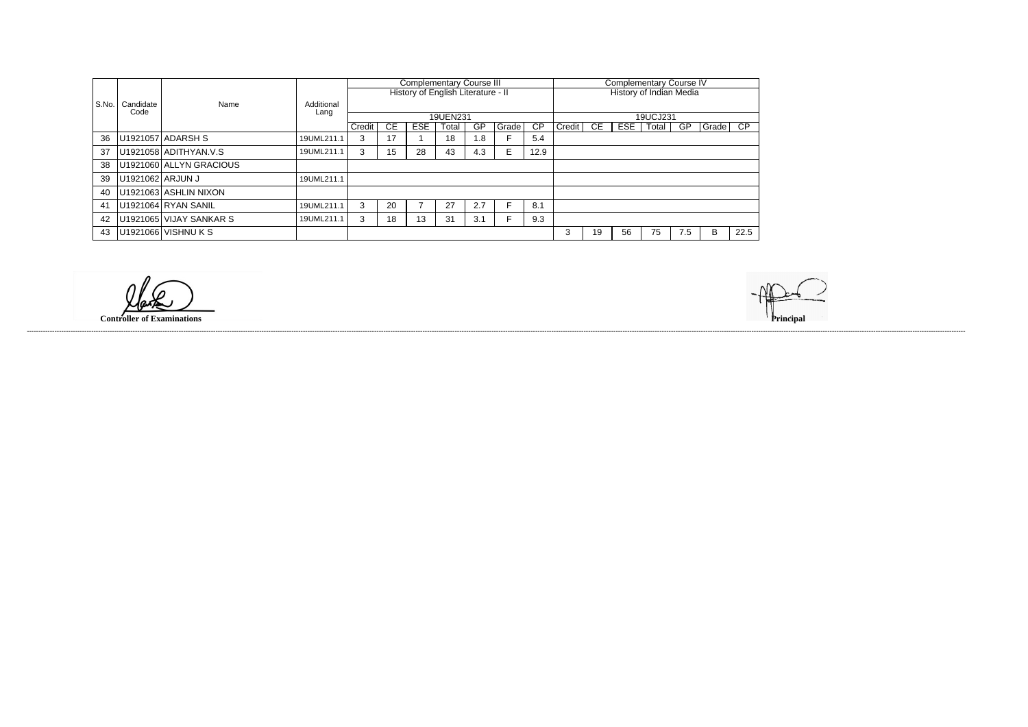| S.No. | Candidate Code | Name | Additional Lang | Complementary Course III History of English Literature - II 19UEN231 | | | | | | | Complementary Course IV History of Indian Media 19UCJ231 | | | | | | |
|---|---|---|---|---|---|---|---|---|---|---|---|---|---|---|---|---|---|
| | | | | Credit | CE | ESE | Total | GP | Grade | CP | Credit | CE | ESE | Total | GP | Grade | CP |
| 36 | U1921057 | ADARSH S | 19UML211.1 | 3 | 17 | 1 | 18 | 1.8 | F | 5.4 | | | | | | | |
| 37 | U1921058 | ADITHYAN.V.S | 19UML211.1 | 3 | 15 | 28 | 43 | 4.3 | E | 12.9 | | | | | | | |
| 38 | U1921060 | ALLYN GRACIOUS | | | | | | | | | | | | | | | |
| 39 | U1921062 | ARJUN J | 19UML211.1 | | | | | | | | | | | | | | |
| 40 | U1921063 | ASHLIN NIXON | | | | | | | | | | | | | | | |
| 41 | U1921064 | RYAN SANIL | 19UML211.1 | 3 | 20 | 7 | 27 | 2.7 | F | 8.1 | | | | | | | |
| 42 | U1921065 | VIJAY SANKAR S | 19UML211.1 | 3 | 18 | 13 | 31 | 3.1 | F | 9.3 | | | | | | | |
| 43 | U1921066 | VISHNU K S | | | | | | | | | 3 | 19 | 56 | 75 | 7.5 | B | 22.5 |

**Controller of Examinations**

**Principal**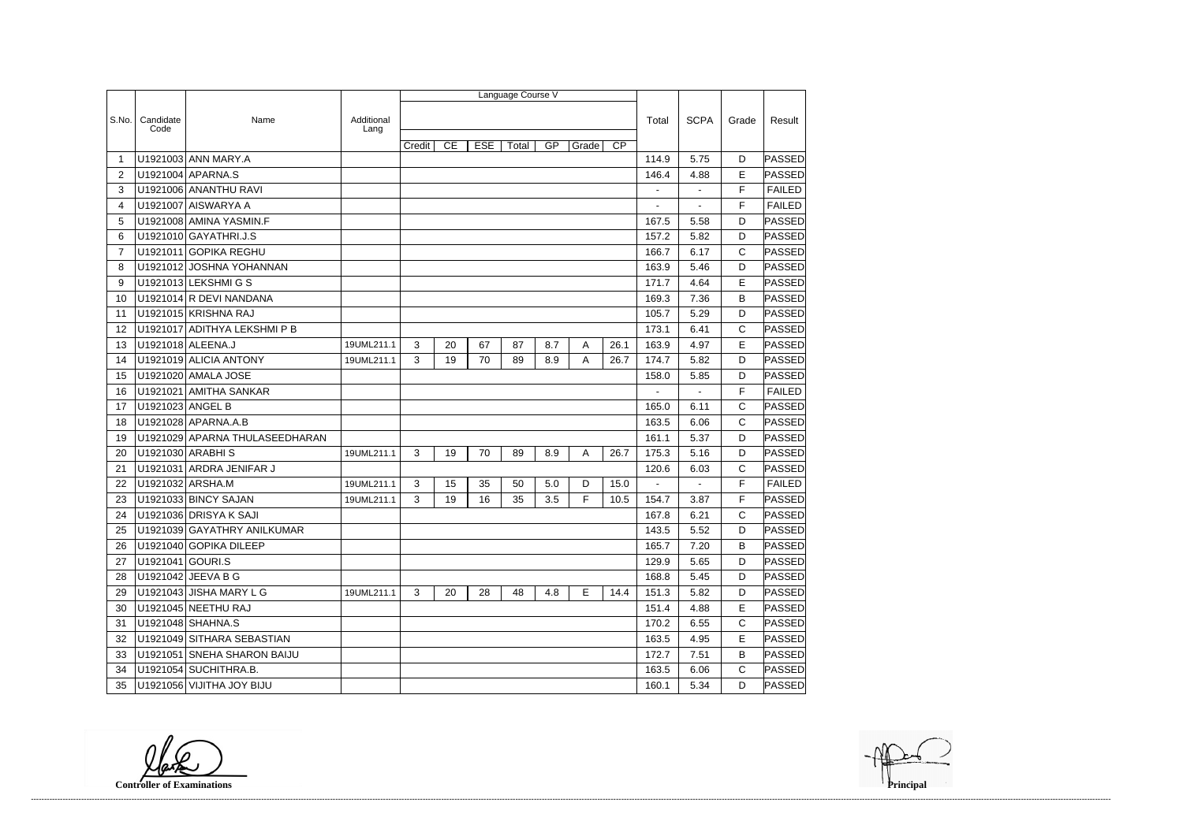| S.No. | Candidate Code | Name | Additional Lang | Language Course V | | | | | | | Total | SCPA | Grade | Result |
|---|---|---|---|---|---|---|---|---|---|---|---|---|---|---|
| | | | | Credit | CE | ESE | Total | GP | Grade | CP | | | | |
| 1 | U1921003 | ANN MARY.A | | | | | | | | | 114.9 | 5.75 | D | PASSED |
| 2 | U1921004 | APARNA.S | | | | | | | | | 146.4 | 4.88 | E | PASSED |
| 3 | U1921006 | ANANTHU RAVI | | | | | | | | | - | - | F | FAILED |
| 4 | U1921007 | AISWARYA A | | | | | | | | | - | - | F | FAILED |
| 5 | U1921008 | AMINA YASMIN.F | | | | | | | | | 167.5 | 5.58 | D | PASSED |
| 6 | U1921010 | GAYATHRI.J.S | | | | | | | | | 157.2 | 5.82 | D | PASSED |
| 7 | U1921011 | GOPIKA REGHU | | | | | | | | | 166.7 | 6.17 | C | PASSED |
| 8 | U1921012 | JOSHNA YOHANNAN | | | | | | | | | 163.9 | 5.46 | D | PASSED |
| 9 | U1921013 | LEKSHMI G S | | | | | | | | | 171.7 | 4.64 | E | PASSED |
| 10 | U1921014 | R DEVI NANDANA | | | | | | | | | 169.3 | 7.36 | B | PASSED |
| 11 | U1921015 | KRISHNA RAJ | | | | | | | | | 105.7 | 5.29 | D | PASSED |
| 12 | U1921017 | ADITHYA LEKSHMI P B | | | | | | | | | 173.1 | 6.41 | C | PASSED |
| 13 | U1921018 | ALEENA.J | 19UML211.1 | 3 | 20 | 67 | 87 | 8.7 | A | 26.1 | 163.9 | 4.97 | E | PASSED |
| 14 | U1921019 | ALICIA ANTONY | 19UML211.1 | 3 | 19 | 70 | 89 | 8.9 | A | 26.7 | 174.7 | 5.82 | D | PASSED |
| 15 | U1921020 | AMALA JOSE | | | | | | | | | 158.0 | 5.85 | D | PASSED |
| 16 | U1921021 | AMITHA SANKAR | | | | | | | | | - | - | F | FAILED |
| 17 | U1921023 | ANGEL B | | | | | | | | | 165.0 | 6.11 | C | PASSED |
| 18 | U1921028 | APARNA.A.B | | | | | | | | | 163.5 | 6.06 | C | PASSED |
| 19 | U1921029 | APARNA THULASEEDHARAN | | | | | | | | | 161.1 | 5.37 | D | PASSED |
| 20 | U1921030 | ARABHI S | 19UML211.1 | 3 | 19 | 70 | 89 | 8.9 | A | 26.7 | 175.3 | 5.16 | D | PASSED |
| 21 | U1921031 | ARDRA JENIFAR J | | | | | | | | | 120.6 | 6.03 | C | PASSED |
| 22 | U1921032 | ARSHA.M | 19UML211.1 | 3 | 15 | 35 | 50 | 5.0 | D | 15.0 | - | - | F | FAILED |
| 23 | U1921033 | BINCY SAJAN | 19UML211.1 | 3 | 19 | 16 | 35 | 3.5 | F | 10.5 | 154.7 | 3.87 | F | PASSED |
| 24 | U1921036 | DRISYA K SAJI | | | | | | | | | 167.8 | 6.21 | C | PASSED |
| 25 | U1921039 | GAYATHRY ANILKUMAR | | | | | | | | | 143.5 | 5.52 | D | PASSED |
| 26 | U1921040 | GOPIKA DILEEP | | | | | | | | | 165.7 | 7.20 | B | PASSED |
| 27 | U1921041 | GOURI.S | | | | | | | | | 129.9 | 5.65 | D | PASSED |
| 28 | U1921042 | JEEVA B G | | | | | | | | | 168.8 | 5.45 | D | PASSED |
| 29 | U1921043 | JISHA MARY L G | 19UML211.1 | 3 | 20 | 28 | 48 | 4.8 | E | 14.4 | 151.3 | 5.82 | D | PASSED |
| 30 | U1921045 | NEETHU RAJ | | | | | | | | | 151.4 | 4.88 | E | PASSED |
| 31 | U1921048 | SHAHNA.S | | | | | | | | | 170.2 | 6.55 | C | PASSED |
| 32 | U1921049 | SITHARA SEBASTIAN | | | | | | | | | 163.5 | 4.95 | E | PASSED |
| 33 | U1921051 | SNEHA SHARON BAIJU | | | | | | | | | 172.7 | 7.51 | B | PASSED |
| 34 | U1921054 | SUCHITHRA.B. | | | | | | | | | 163.5 | 6.06 | C | PASSED |
| 35 | U1921056 | VIJITHA JOY BIJU | | | | | | | | | 160.1 | 5.34 | D | PASSED |

**Controller of Examinations**

**Principal**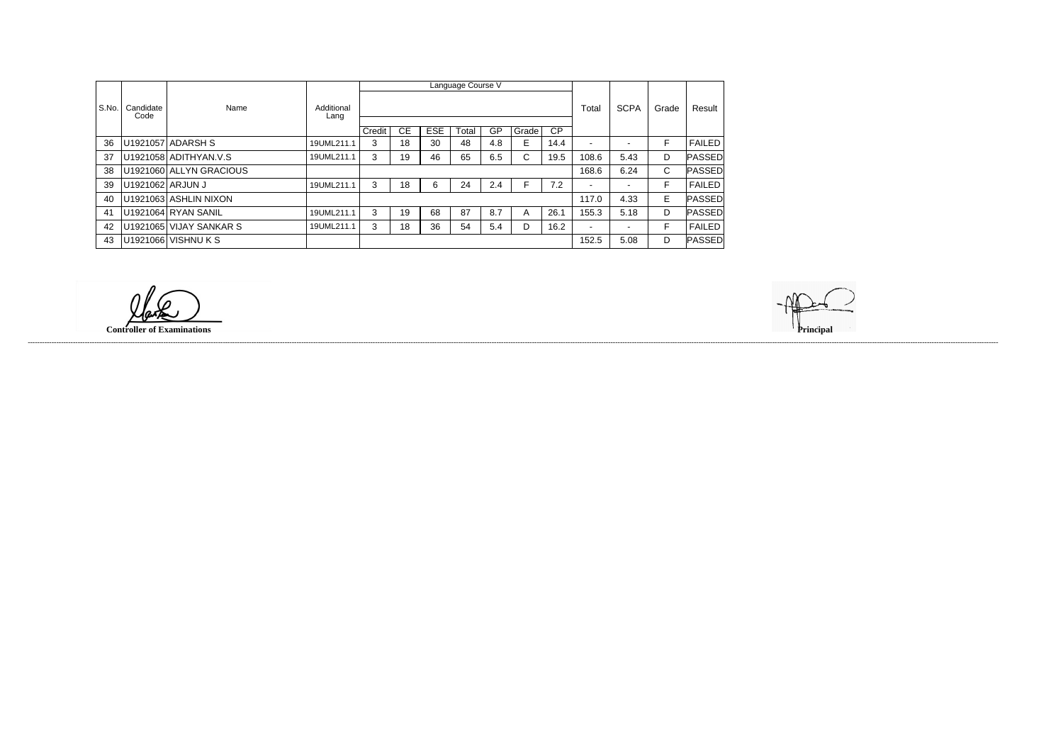| S.No. | Candidate Code | Name | Additional Lang | Language Course V | | | | | | | Total | SCPA | Grade | Result |
|---|---|---|---|---|---|---|---|---|---|---|---|---|---|---|
| | | | | Credit | CE | ESE | Total | GP | Grade | CP | | | | |
| 36 | U1921057 | ADARSH S | 19UML211.1 | 3 | 18 | 30 | 48 | 4.8 | E | 14.4 | - | - | F | FAILED |
| 37 | U1921058 | ADITHYAN.V.S | 19UML211.1 | 3 | 19 | 46 | 65 | 6.5 | C | 19.5 | 108.6 | 5.43 | D | PASSED |
| 38 | U1921060 | ALLYN GRACIOUS | | | | | | | | | 168.6 | 6.24 | C | PASSED |
| 39 | U1921062 | ARJUN J | 19UML211.1 | 3 | 18 | 6 | 24 | 2.4 | F | 7.2 | - | - | F | FAILED |
| 40 | U1921063 | ASHLIN NIXON | | | | | | | | | 117.0 | 4.33 | E | PASSED |
| 41 | U1921064 | RYAN SANIL | 19UML211.1 | 3 | 19 | 68 | 87 | 8.7 | A | 26.1 | 155.3 | 5.18 | D | PASSED |
| 42 | U1921065 | VIJAY SANKAR S | 19UML211.1 | 3 | 18 | 36 | 54 | 5.4 | D | 16.2 | - | - | F | FAILED |
| 43 | U1921066 | VISHNU K S | | | | | | | | | 152.5 | 5.08 | D | PASSED |

**Controller of Examinations**

**Principal**